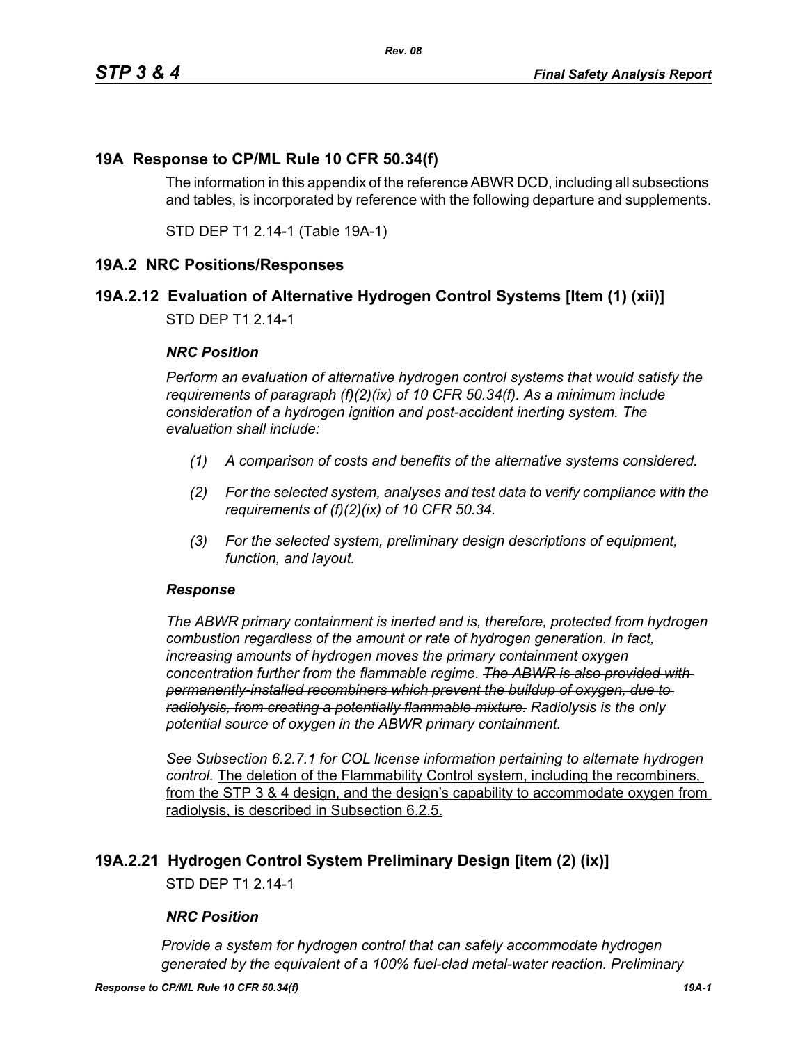# 19A Response to CP/ML Rule 10 CFR 50.34(f)

The information in this appendix of the reference ABWR DCD, including all subsections and tables, is incorporated by reference with the following departure and supplements.

STD DEP T1 2.14-1 (Table 19A-1)

## 19A.2 NRC Positions/Responses

### 19A.2.12 Evaluation of Alternative Hydrogen Control Systems [Item (1) (xii)]

STD DEP T1 2.14-1

***NRC Position***

*Perform an evaluation of alternative hydrogen control systems that would satisfy the requirements of paragraph (f)(2)(ix) of 10 CFR 50.34(f). As a minimum include consideration of a hydrogen ignition and post-accident inerting system. The evaluation shall include:*

*(1) A comparison of costs and benefits of the alternative systems considered.*

*(2) For the selected system, analyses and test data to verify compliance with the requirements of (f)(2)(ix) of 10 CFR 50.34.*

*(3) For the selected system, preliminary design descriptions of equipment, function, and layout.*

***Response***

*The ABWR primary containment is inerted and is, therefore, protected from hydrogen combustion regardless of the amount or rate of hydrogen generation. In fact, increasing amounts of hydrogen moves the primary containment oxygen concentration further from the flammable regime.* ~~*The ABWR is also provided with permanently-installed recombiners which prevent the buildup of oxygen, due to radiolysis, from creating a potentially flammable mixture.*~~ *Radiolysis is the only potential source of oxygen in the ABWR primary containment.*

*See Subsection 6.2.7.1 for COL license information pertaining to alternate hydrogen control.* <u>The deletion of the Flammability Control system, including the recombiners, from the STP 3 & 4 design, and the design's capability to accommodate oxygen from radiolysis, is described in Subsection 6.2.5.</u>

### 19A.2.21 Hydrogen Control System Preliminary Design [item (2) (ix)]

STD DEP T1 2.14-1

***NRC Position***

*Provide a system for hydrogen control that can safely accommodate hydrogen generated by the equivalent of a 100% fuel-clad metal-water reaction. Preliminary*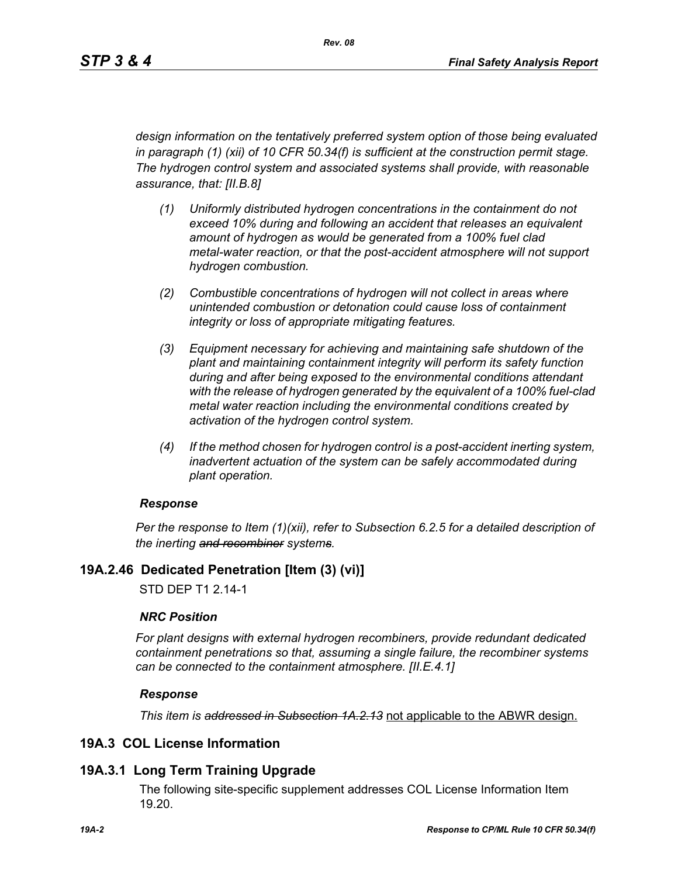*design information on the tentatively preferred system option of those being evaluated in paragraph (1) (xii) of 10 CFR 50.34(f) is sufficient at the construction permit stage. The hydrogen control system and associated systems shall provide, with reasonable assurance, that: [II.B.8]*

- *(1) Uniformly distributed hydrogen concentrations in the containment do not exceed 10% during and following an accident that releases an equivalent amount of hydrogen as would be generated from a 100% fuel clad metal-water reaction, or that the post-accident atmosphere will not support hydrogen combustion.*
- *(2) Combustible concentrations of hydrogen will not collect in areas where unintended combustion or detonation could cause loss of containment integrity or loss of appropriate mitigating features.*
- *(3) Equipment necessary for achieving and maintaining safe shutdown of the plant and maintaining containment integrity will perform its safety function during and after being exposed to the environmental conditions attendant with the release of hydrogen generated by the equivalent of a 100% fuel-clad metal water reaction including the environmental conditions created by activation of the hydrogen control system.*
- *(4) If the method chosen for hydrogen control is a post-accident inerting system, inadvertent actuation of the system can be safely accommodated during plant operation.*

***Response***

*Per the response to Item (1)(xii), refer to Subsection 6.2.5 for a detailed description of the inerting ~~and recombiner~~ system~~s~~.*

## 19A.2.46 Dedicated Penetration [Item (3) (vi)]

STD DEP T1 2.14-1

***NRC Position***

*For plant designs with external hydrogen recombiners, provide redundant dedicated containment penetrations so that, assuming a single failure, the recombiner systems can be connected to the containment atmosphere. [II.E.4.1]*

***Response***

*This item is ~~addressed in Subsection 1A.2.13~~* not applicable to the ABWR design.

# 19A.3 COL License Information

## 19A.3.1 Long Term Training Upgrade

The following site-specific supplement addresses COL License Information Item 19.20.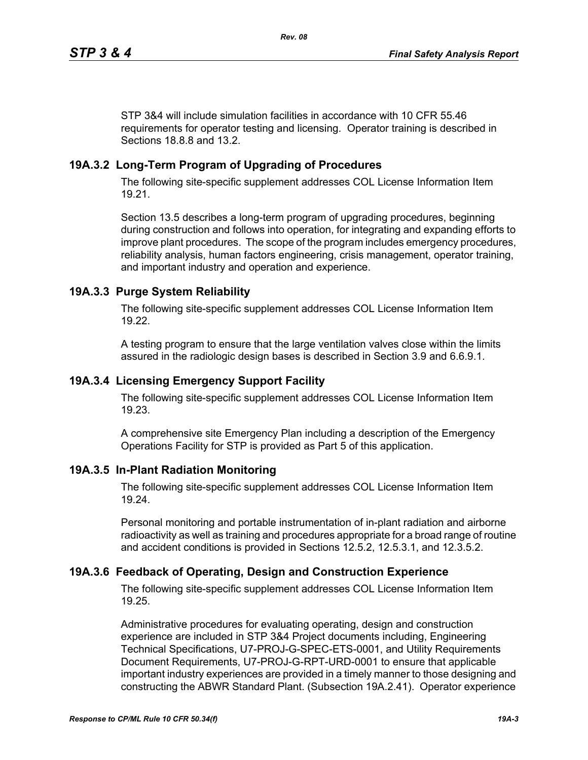STP 3&4 will include simulation facilities in accordance with 10 CFR 55.46 requirements for operator testing and licensing. Operator training is described in Sections 18.8.8 and 13.2.

## 19A.3.2 Long-Term Program of Upgrading of Procedures

The following site-specific supplement addresses COL License Information Item 19.21.

Section 13.5 describes a long-term program of upgrading procedures, beginning during construction and follows into operation, for integrating and expanding efforts to improve plant procedures. The scope of the program includes emergency procedures, reliability analysis, human factors engineering, crisis management, operator training, and important industry and operation and experience.

## 19A.3.3 Purge System Reliability

The following site-specific supplement addresses COL License Information Item 19.22.

A testing program to ensure that the large ventilation valves close within the limits assured in the radiologic design bases is described in Section 3.9 and 6.6.9.1.

## 19A.3.4 Licensing Emergency Support Facility

The following site-specific supplement addresses COL License Information Item 19.23.

A comprehensive site Emergency Plan including a description of the Emergency Operations Facility for STP is provided as Part 5 of this application.

## 19A.3.5 In-Plant Radiation Monitoring

The following site-specific supplement addresses COL License Information Item 19.24.

Personal monitoring and portable instrumentation of in-plant radiation and airborne radioactivity as well as training and procedures appropriate for a broad range of routine and accident conditions is provided in Sections 12.5.2, 12.5.3.1, and 12.3.5.2.

## 19A.3.6 Feedback of Operating, Design and Construction Experience

The following site-specific supplement addresses COL License Information Item 19.25.

Administrative procedures for evaluating operating, design and construction experience are included in STP 3&4 Project documents including, Engineering Technical Specifications, U7-PROJ-G-SPEC-ETS-0001, and Utility Requirements Document Requirements, U7-PROJ-G-RPT-URD-0001 to ensure that applicable important industry experiences are provided in a timely manner to those designing and constructing the ABWR Standard Plant. (Subsection 19A.2.41). Operator experience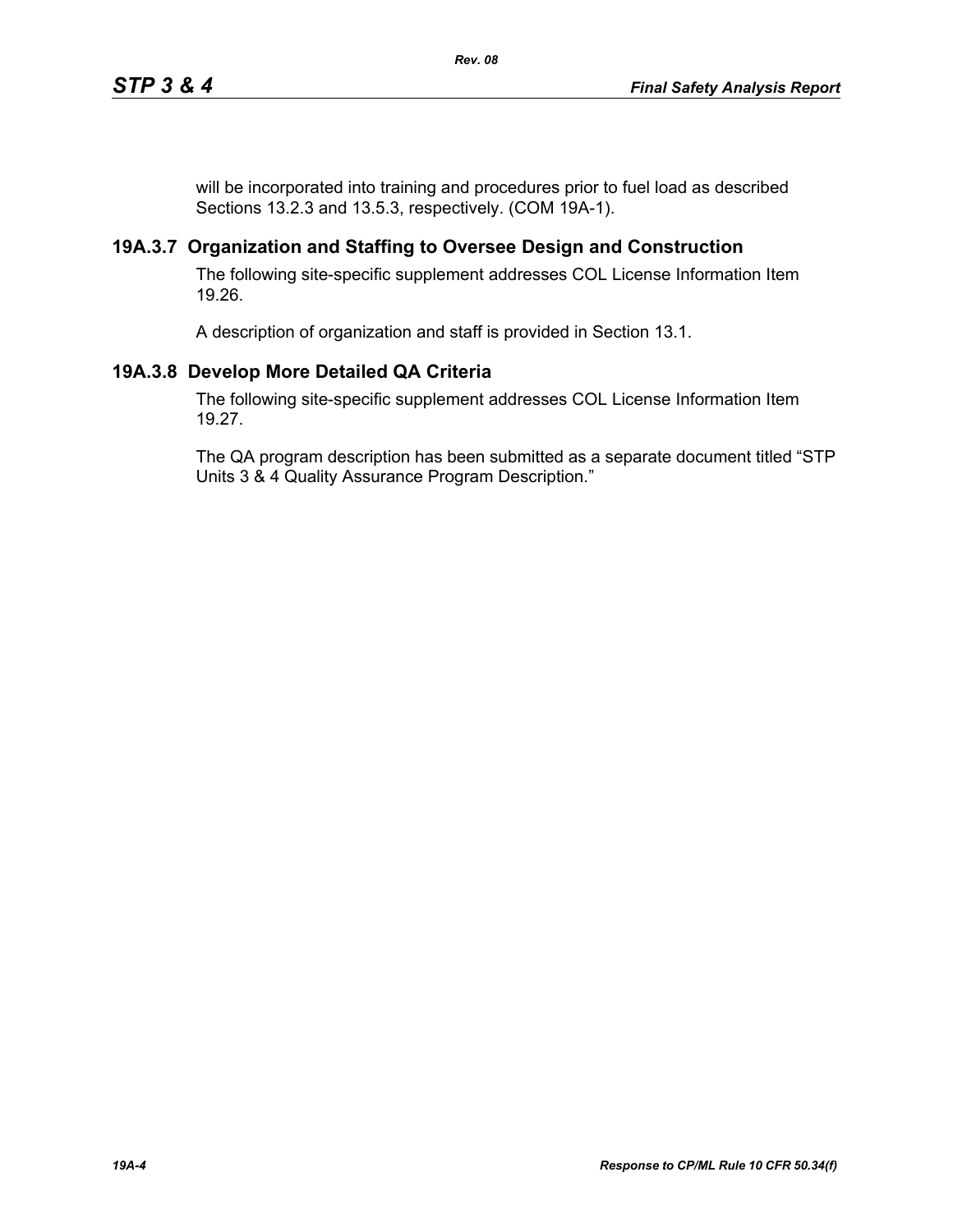will be incorporated into training and procedures prior to fuel load as described Sections 13.2.3 and 13.5.3, respectively. (COM 19A-1).

## 19A.3.7 Organization and Staffing to Oversee Design and Construction

The following site-specific supplement addresses COL License Information Item 19.26.

A description of organization and staff is provided in Section 13.1.

## 19A.3.8 Develop More Detailed QA Criteria

The following site-specific supplement addresses COL License Information Item 19.27.

The QA program description has been submitted as a separate document titled "STP Units 3 & 4 Quality Assurance Program Description."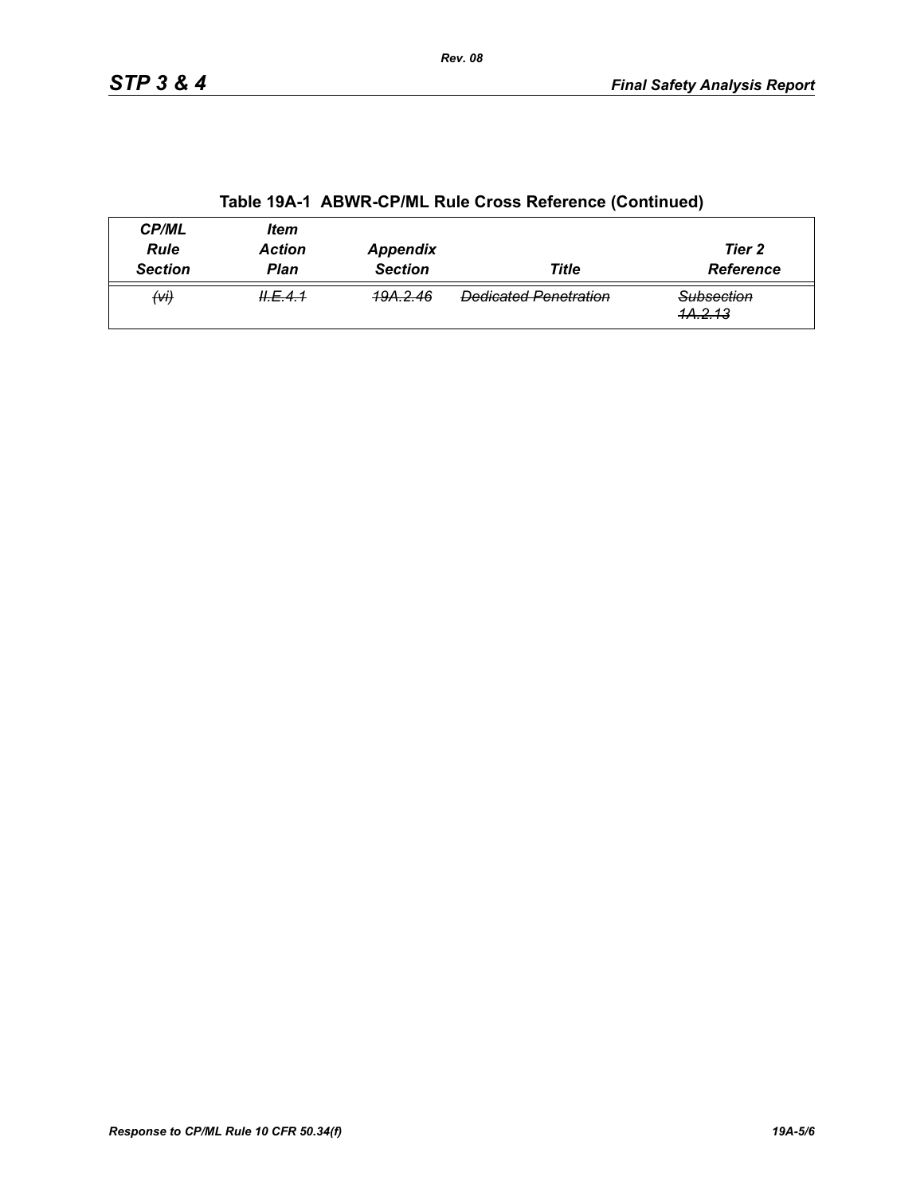**Table 19A-1 ABWR-CP/ML Rule Cross Reference (Continued)**

| *CP/ML Rule Section* | *Item Action Plan* | *Appendix Section* | *Title* | *Tier 2 Reference* |
|---|---|---|---|---|
| ~~*(vi)*~~ | ~~*II.E.4.1*~~ | ~~*19A.2.46*~~ | ~~*Dedicated Penetration*~~ | ~~*Subsection 1A.2.13*~~ |